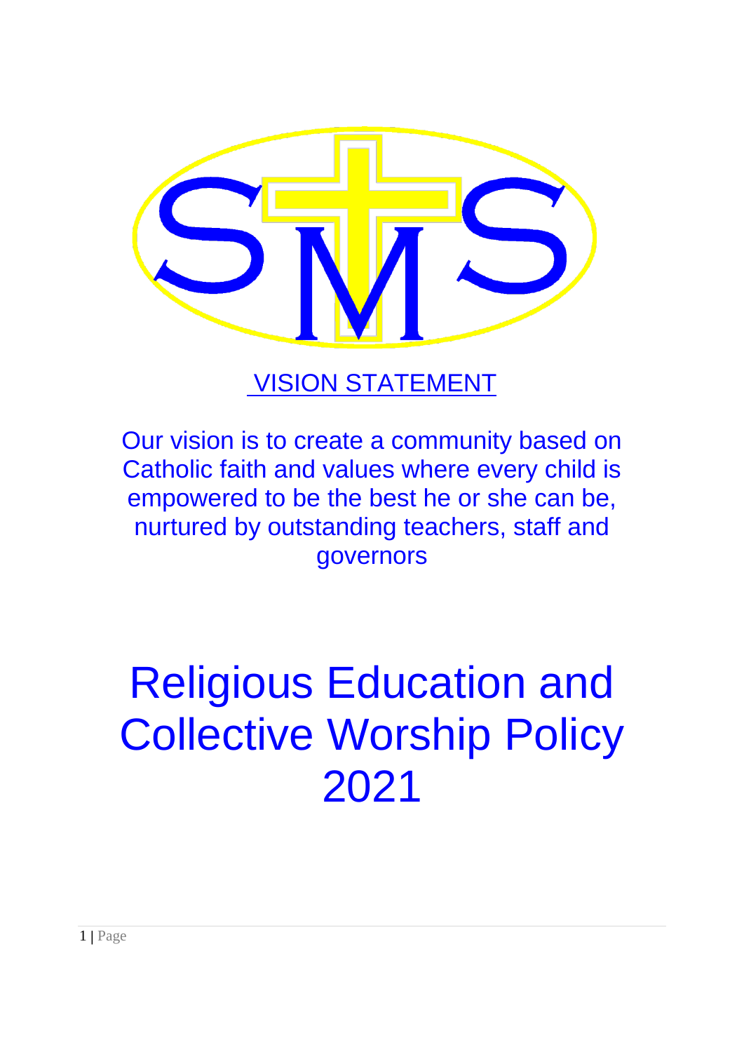## VISION STATEMENT

Our vision is to create a community based on Catholic faith and values where every child is empowered to be the best he or she can be, nurtured by outstanding teachers, staff and governors

# Religious Education and Collective Worship Policy 2021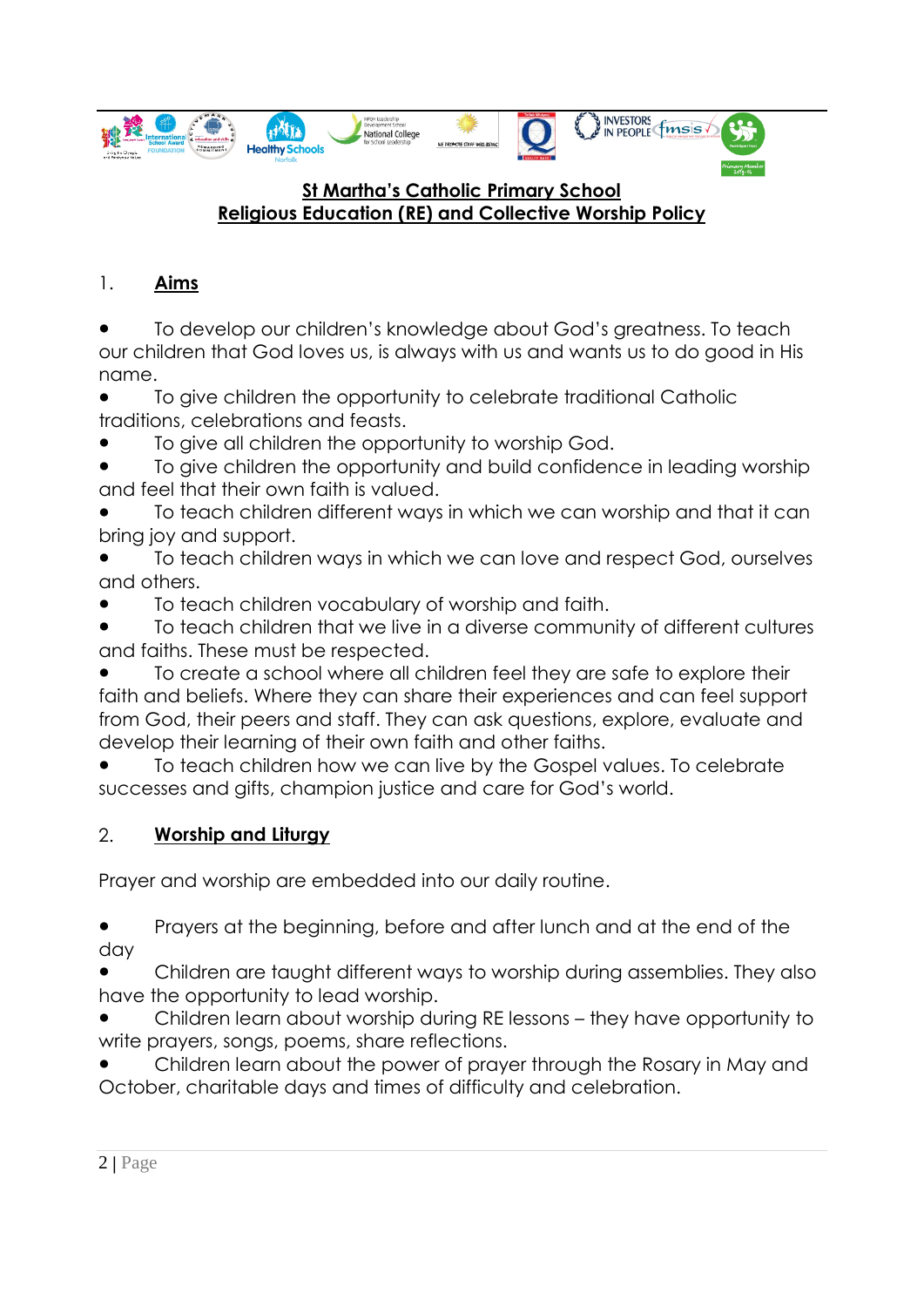**St Martha's Catholic Primary School**
**Religious Education (RE) and Collective Worship Policy**

## 1. Aims

- To develop our children's knowledge about God's greatness. To teach our children that God loves us, is always with us and wants us to do good in His name.
- To give children the opportunity to celebrate traditional Catholic traditions, celebrations and feasts.
- To give all children the opportunity to worship God.
- To give children the opportunity and build confidence in leading worship and feel that their own faith is valued.
- To teach children different ways in which we can worship and that it can bring joy and support.
- To teach children ways in which we can love and respect God, ourselves and others.
- To teach children vocabulary of worship and faith.
- To teach children that we live in a diverse community of different cultures and faiths. These must be respected.
- To create a school where all children feel they are safe to explore their faith and beliefs. Where they can share their experiences and can feel support from God, their peers and staff. They can ask questions, explore, evaluate and develop their learning of their own faith and other faiths.
- To teach children how we can live by the Gospel values. To celebrate successes and gifts, champion justice and care for God's world.

## 2. Worship and Liturgy

Prayer and worship are embedded into our daily routine.

- Prayers at the beginning, before and after lunch and at the end of the day
- Children are taught different ways to worship during assemblies. They also have the opportunity to lead worship.
- Children learn about worship during RE lessons – they have opportunity to write prayers, songs, poems, share reflections.
- Children learn about the power of prayer through the Rosary in May and October, charitable days and times of difficulty and celebration.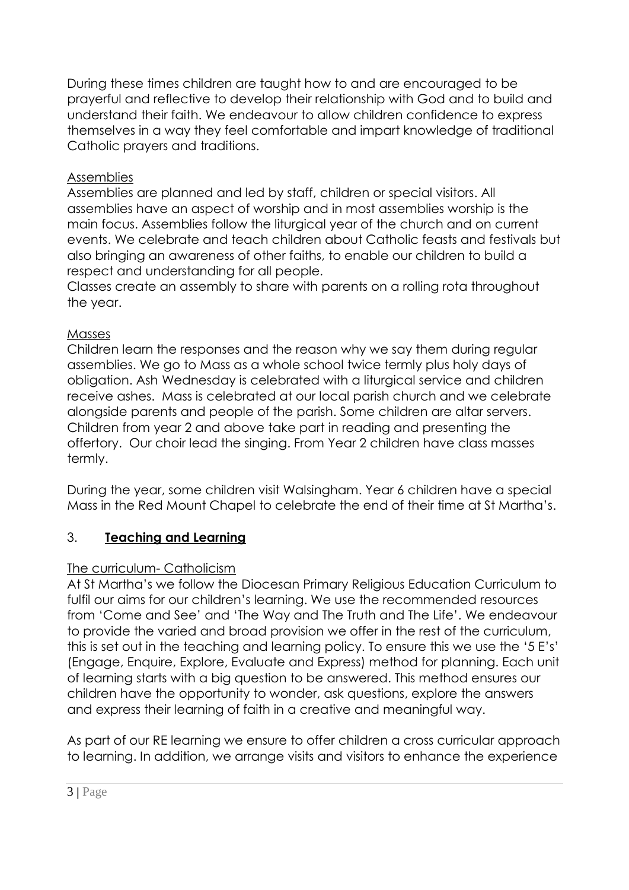During these times children are taught how to and are encouraged to be prayerful and reflective to develop their relationship with God and to build and understand their faith. We endeavour to allow children confidence to express themselves in a way they feel comfortable and impart knowledge of traditional Catholic prayers and traditions.

Assemblies

Assemblies are planned and led by staff, children or special visitors. All assemblies have an aspect of worship and in most assemblies worship is the main focus. Assemblies follow the liturgical year of the church and on current events. We celebrate and teach children about Catholic feasts and festivals but also bringing an awareness of other faiths, to enable our children to build a respect and understanding for all people.

Classes create an assembly to share with parents on a rolling rota throughout the year.

Masses

Children learn the responses and the reason why we say them during regular assemblies. We go to Mass as a whole school twice termly plus holy days of obligation. Ash Wednesday is celebrated with a liturgical service and children receive ashes. Mass is celebrated at our local parish church and we celebrate alongside parents and people of the parish. Some children are altar servers. Children from year 2 and above take part in reading and presenting the offertory. Our choir lead the singing. From Year 2 children have class masses termly.

During the year, some children visit Walsingham. Year 6 children have a special Mass in the Red Mount Chapel to celebrate the end of their time at St Martha's.

## 3. **Teaching and Learning**

The curriculum- Catholicism

At St Martha's we follow the Diocesan Primary Religious Education Curriculum to fulfil our aims for our children's learning. We use the recommended resources from 'Come and See' and 'The Way and The Truth and The Life'. We endeavour to provide the varied and broad provision we offer in the rest of the curriculum, this is set out in the teaching and learning policy. To ensure this we use the '5 E's' (Engage, Enquire, Explore, Evaluate and Express) method for planning. Each unit of learning starts with a big question to be answered. This method ensures our children have the opportunity to wonder, ask questions, explore the answers and express their learning of faith in a creative and meaningful way.

As part of our RE learning we ensure to offer children a cross curricular approach to learning. In addition, we arrange visits and visitors to enhance the experience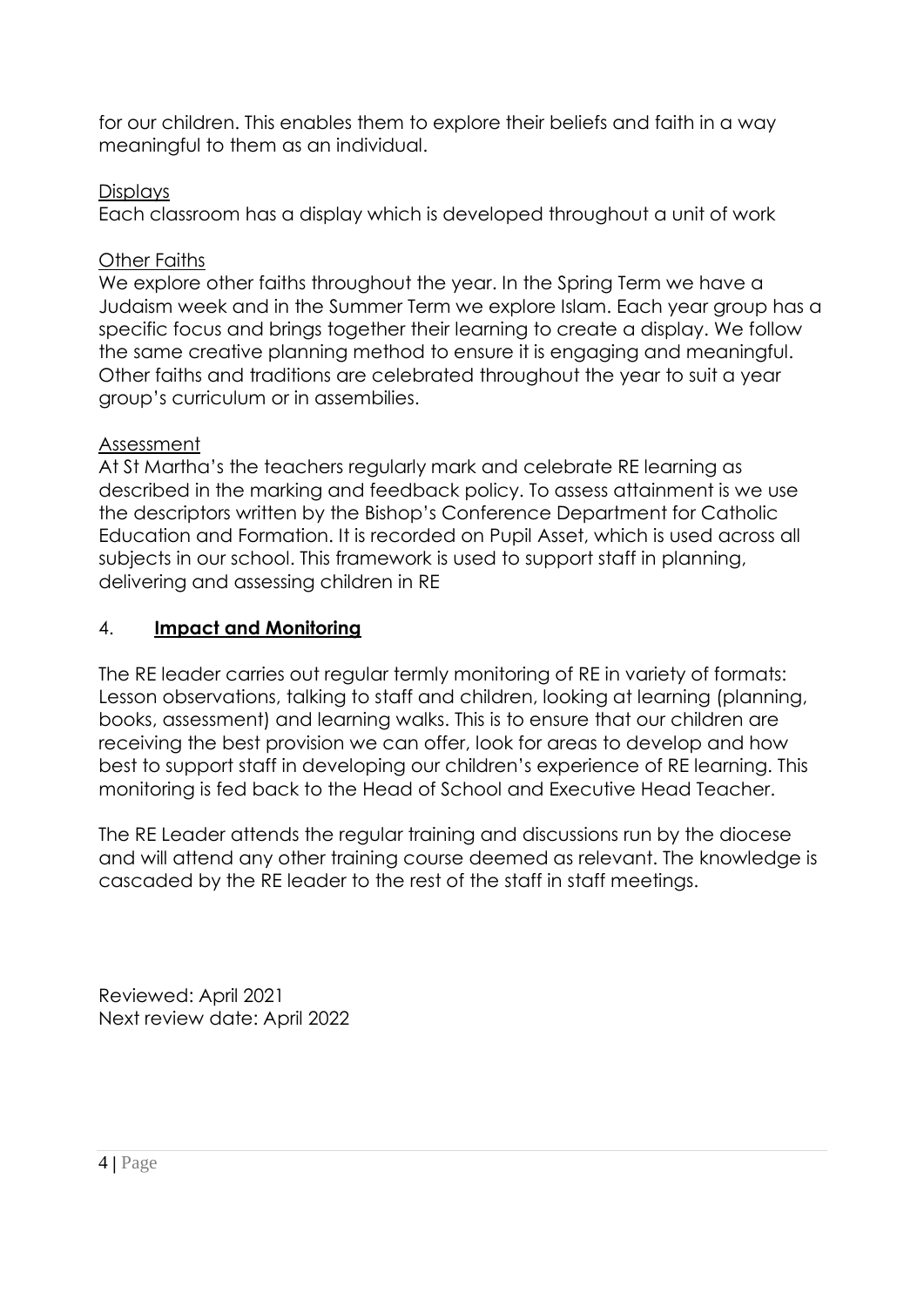for our children. This enables them to explore their beliefs and faith in a way meaningful to them as an individual.

Displays

Each classroom has a display which is developed throughout a unit of work

Other Faiths

We explore other faiths throughout the year. In the Spring Term we have a Judaism week and in the Summer Term we explore Islam. Each year group has a specific focus and brings together their learning to create a display. We follow the same creative planning method to ensure it is engaging and meaningful. Other faiths and traditions are celebrated throughout the year to suit a year group's curriculum or in assemblies.

Assessment

At St Martha's the teachers regularly mark and celebrate RE learning as described in the marking and feedback policy. To assess attainment is we use the descriptors written by the Bishop's Conference Department for Catholic Education and Formation. It is recorded on Pupil Asset, which is used across all subjects in our school. This framework is used to support staff in planning, delivering and assessing children in RE

## 4. **Impact and Monitoring**

The RE leader carries out regular termly monitoring of RE in variety of formats: Lesson observations, talking to staff and children, looking at learning (planning, books, assessment) and learning walks. This is to ensure that our children are receiving the best provision we can offer, look for areas to develop and how best to support staff in developing our children's experience of RE learning. This monitoring is fed back to the Head of School and Executive Head Teacher.

The RE Leader attends the regular training and discussions run by the diocese and will attend any other training course deemed as relevant. The knowledge is cascaded by the RE leader to the rest of the staff in staff meetings.

Reviewed: April 2021
Next review date: April 2022